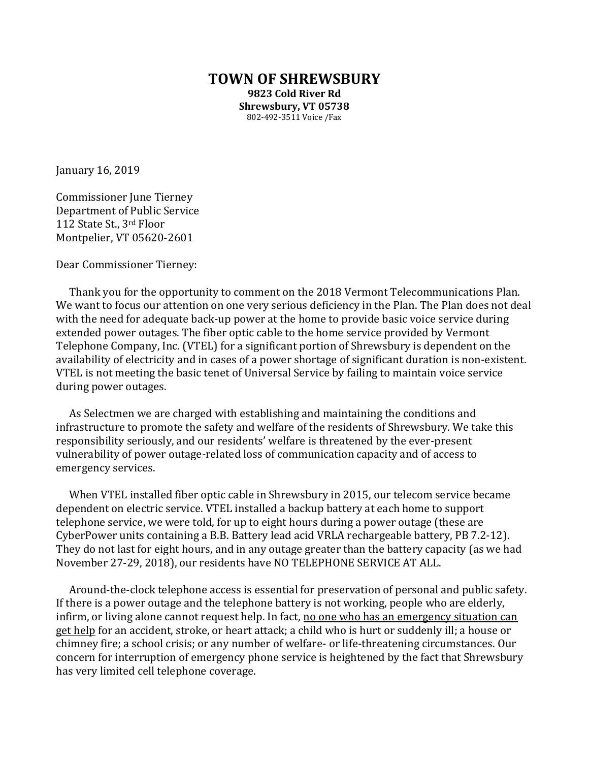# TOWN OF SHREWSBURY

**9823 Cold River Rd**
**Shrewsbury, VT 05738**
802-492-3511 Voice /Fax

January 16, 2019

Commissioner June Tierney
Department of Public Service
112 State St., 3rd Floor
Montpelier, VT 05620-2601

Dear Commissioner Tierney:

Thank you for the opportunity to comment on the 2018 Vermont Telecommunications Plan. We want to focus our attention on one very serious deficiency in the Plan. The Plan does not deal with the need for adequate back-up power at the home to provide basic voice service during extended power outages. The fiber optic cable to the home service provided by Vermont Telephone Company, Inc. (VTEL) for a significant portion of Shrewsbury is dependent on the availability of electricity and in cases of a power shortage of significant duration is non-existent. VTEL is not meeting the basic tenet of Universal Service by failing to maintain voice service during power outages.

As Selectmen we are charged with establishing and maintaining the conditions and infrastructure to promote the safety and welfare of the residents of Shrewsbury. We take this responsibility seriously, and our residents' welfare is threatened by the ever-present vulnerability of power outage-related loss of communication capacity and of access to emergency services.

When VTEL installed fiber optic cable in Shrewsbury in 2015, our telecom service became dependent on electric service. VTEL installed a backup battery at each home to support telephone service, we were told, for up to eight hours during a power outage (these are CyberPower units containing a B.B. Battery lead acid VRLA rechargeable battery, PB 7.2-12). They do not last for eight hours, and in any outage greater than the battery capacity (as we had November 27-29, 2018), our residents have NO TELEPHONE SERVICE AT ALL.

Around-the-clock telephone access is essential for preservation of personal and public safety. If there is a power outage and the telephone battery is not working, people who are elderly, infirm, or living alone cannot request help. In fact, <u>no one who has an emergency situation can get help</u> for an accident, stroke, or heart attack; a child who is hurt or suddenly ill; a house or chimney fire; a school crisis; or any number of welfare- or life-threatening circumstances. Our concern for interruption of emergency phone service is heightened by the fact that Shrewsbury has very limited cell telephone coverage.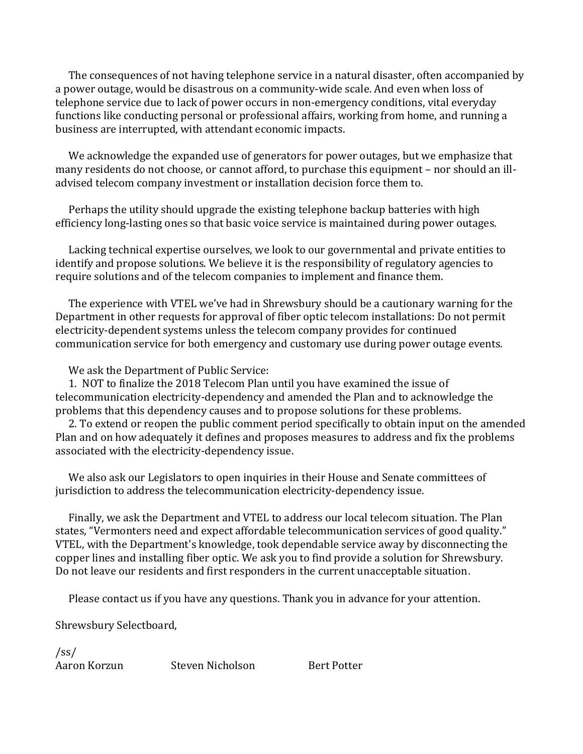The consequences of not having telephone service in a natural disaster, often accompanied by a power outage, would be disastrous on a community-wide scale. And even when loss of telephone service due to lack of power occurs in non-emergency conditions, vital everyday functions like conducting personal or professional affairs, working from home, and running a business are interrupted, with attendant economic impacts.

We acknowledge the expanded use of generators for power outages, but we emphasize that many residents do not choose, or cannot afford, to purchase this equipment – nor should an ill-advised telecom company investment or installation decision force them to.

Perhaps the utility should upgrade the existing telephone backup batteries with high efficiency long-lasting ones so that basic voice service is maintained during power outages.

Lacking technical expertise ourselves, we look to our governmental and private entities to identify and propose solutions. We believe it is the responsibility of regulatory agencies to require solutions and of the telecom companies to implement and finance them.

The experience with VTEL we've had in Shrewsbury should be a cautionary warning for the Department in other requests for approval of fiber optic telecom installations: Do not permit electricity-dependent systems unless the telecom company provides for continued communication service for both emergency and customary use during power outage events.

We ask the Department of Public Service:

1. NOT to finalize the 2018 Telecom Plan until you have examined the issue of telecommunication electricity-dependency and amended the Plan and to acknowledge the problems that this dependency causes and to propose solutions for these problems.
2. To extend or reopen the public comment period specifically to obtain input on the amended Plan and on how adequately it defines and proposes measures to address and fix the problems associated with the electricity-dependency issue.

We also ask our Legislators to open inquiries in their House and Senate committees of jurisdiction to address the telecommunication electricity-dependency issue.

Finally, we ask the Department and VTEL to address our local telecom situation. The Plan states, "Vermonters need and expect affordable telecommunication services of good quality." VTEL, with the Department's knowledge, took dependable service away by disconnecting the copper lines and installing fiber optic. We ask you to find provide a solution for Shrewsbury. Do not leave our residents and first responders in the current unacceptable situation.

Please contact us if you have any questions. Thank you in advance for your attention.

Shrewsbury Selectboard,

/ss/

Aaron Korzun    Steven Nicholson    Bert Potter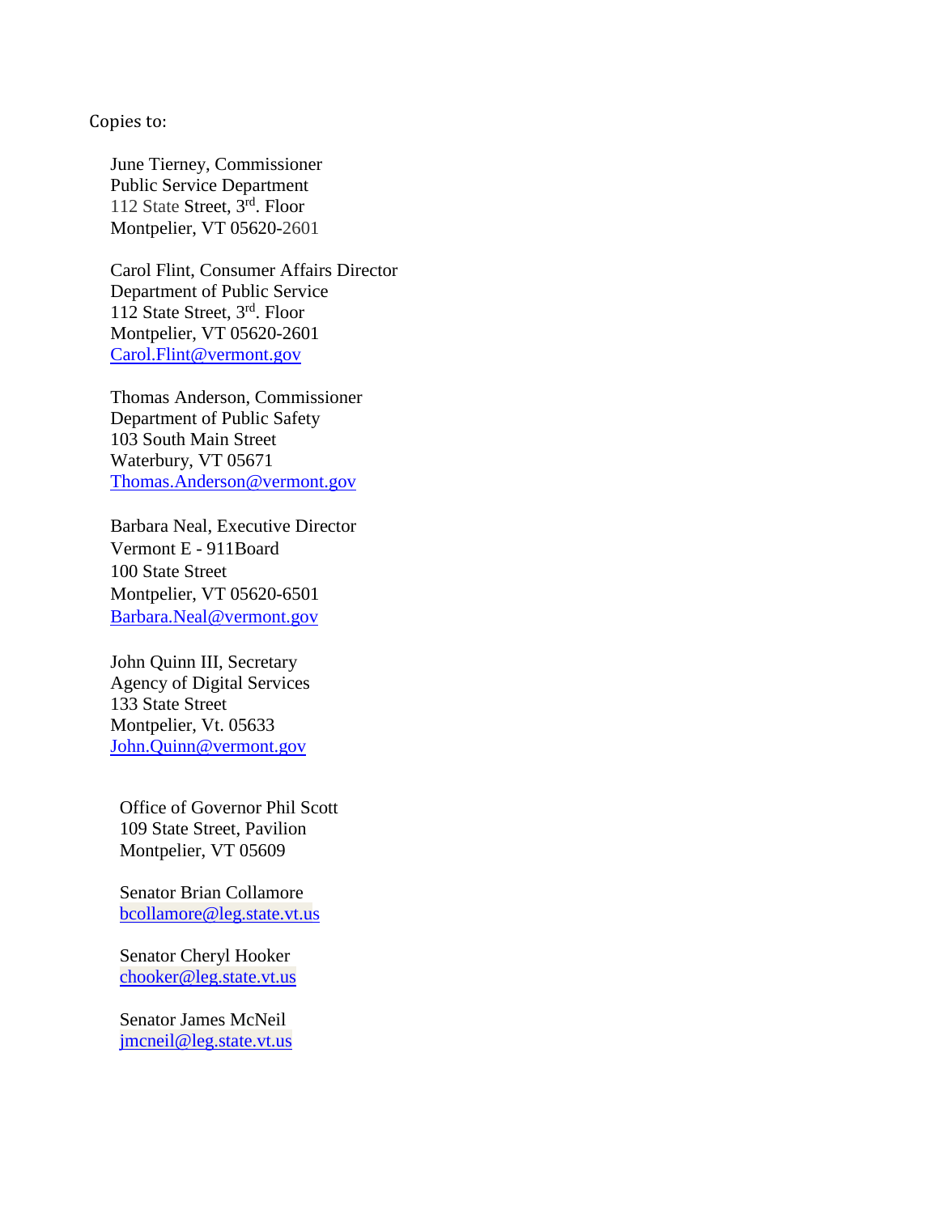Copies to:

June Tierney, Commissioner
Public Service Department
112 State Street, 3rd. Floor
Montpelier, VT 05620-2601

Carol Flint, Consumer Affairs Director
Department of Public Service
112 State Street, 3rd. Floor
Montpelier, VT 05620-2601
Carol.Flint@vermont.gov

Thomas Anderson, Commissioner
Department of Public Safety
103 South Main Street
Waterbury, VT 05671
Thomas.Anderson@vermont.gov

Barbara Neal, Executive Director
Vermont E - 911Board
100 State Street
Montpelier, VT 05620-6501
Barbara.Neal@vermont.gov

John Quinn III, Secretary
Agency of Digital Services
133 State Street
Montpelier, Vt. 05633
John.Quinn@vermont.gov

Office of Governor Phil Scott
109 State Street, Pavilion
Montpelier, VT 05609

Senator Brian Collamore
bcollamore@leg.state.vt.us

Senator Cheryl Hooker
chooker@leg.state.vt.us

Senator James McNeil
jmcneil@leg.state.vt.us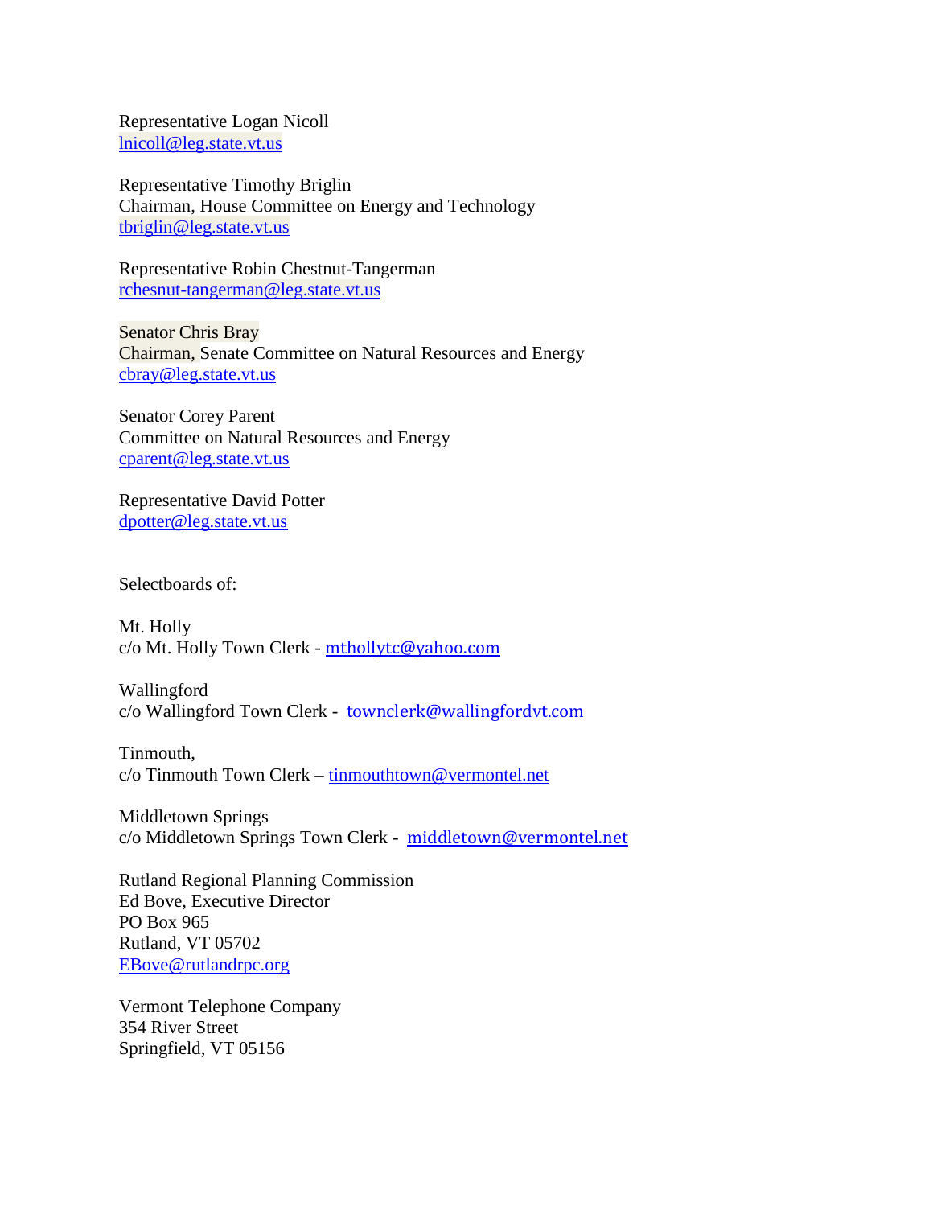Representative Logan Nicoll
lnicoll@leg.state.vt.us

Representative Timothy Briglin
Chairman, House Committee on Energy and Technology
tbriglin@leg.state.vt.us

Representative Robin Chestnut-Tangerman
rchesnut-tangerman@leg.state.vt.us

Senator Chris Bray
Chairman, Senate Committee on Natural Resources and Energy
cbray@leg.state.vt.us

Senator Corey Parent
Committee on Natural Resources and Energy
cparent@leg.state.vt.us

Representative David Potter
dpotter@leg.state.vt.us

Selectboards of:

Mt. Holly
c/o Mt. Holly Town Clerk - mthollytc@yahoo.com

Wallingford
c/o Wallingford Town Clerk - townclerk@wallingfordvt.com

Tinmouth,
c/o Tinmouth Town Clerk – tinmouthtown@vermontel.net

Middletown Springs
c/o Middletown Springs Town Clerk - middletown@vermontel.net

Rutland Regional Planning Commission
Ed Bove, Executive Director
PO Box 965
Rutland, VT 05702
EBove@rutlandrpc.org

Vermont Telephone Company
354 River Street
Springfield, VT 05156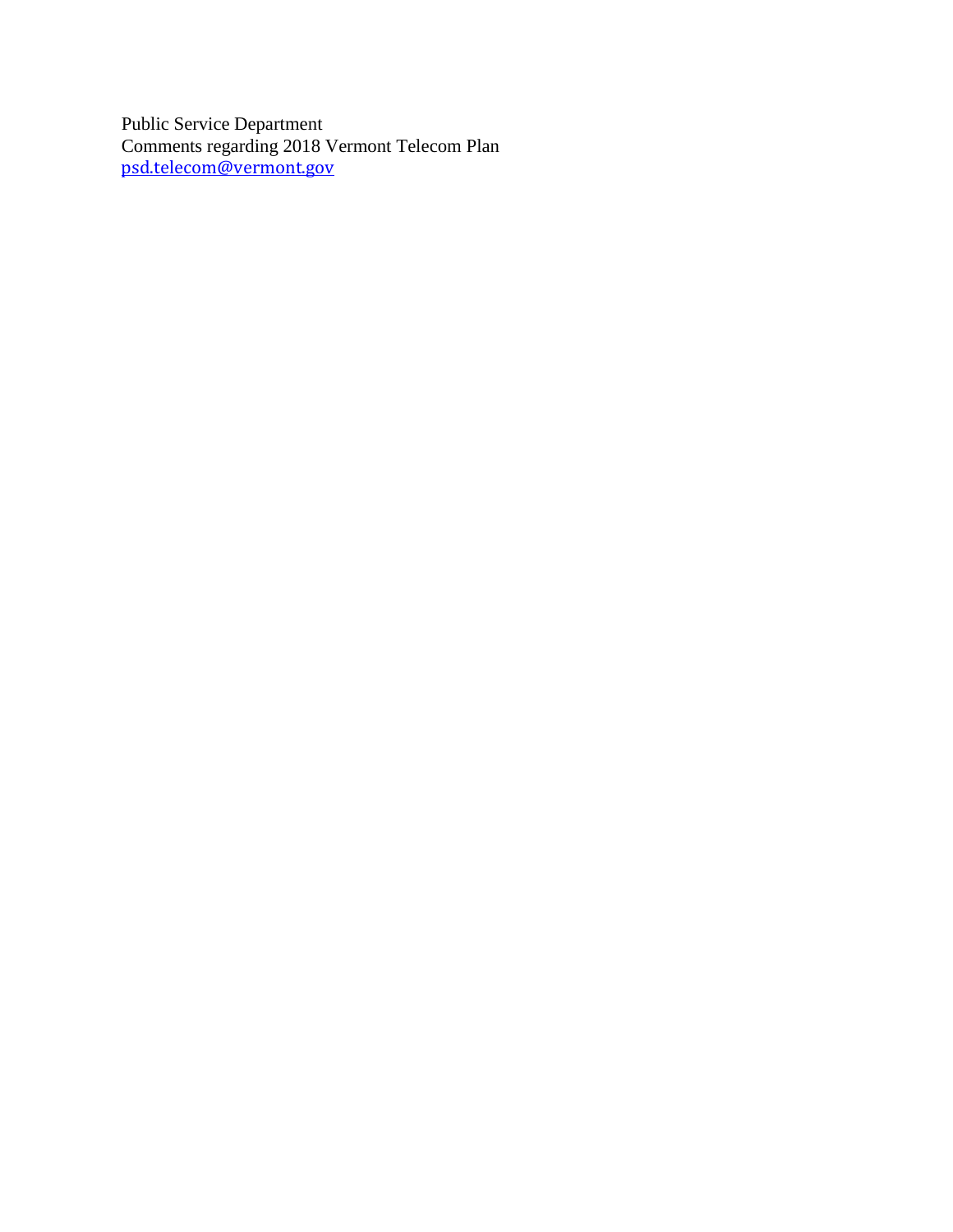Public Service Department
Comments regarding 2018 Vermont Telecom Plan
psd.telecom@vermont.gov